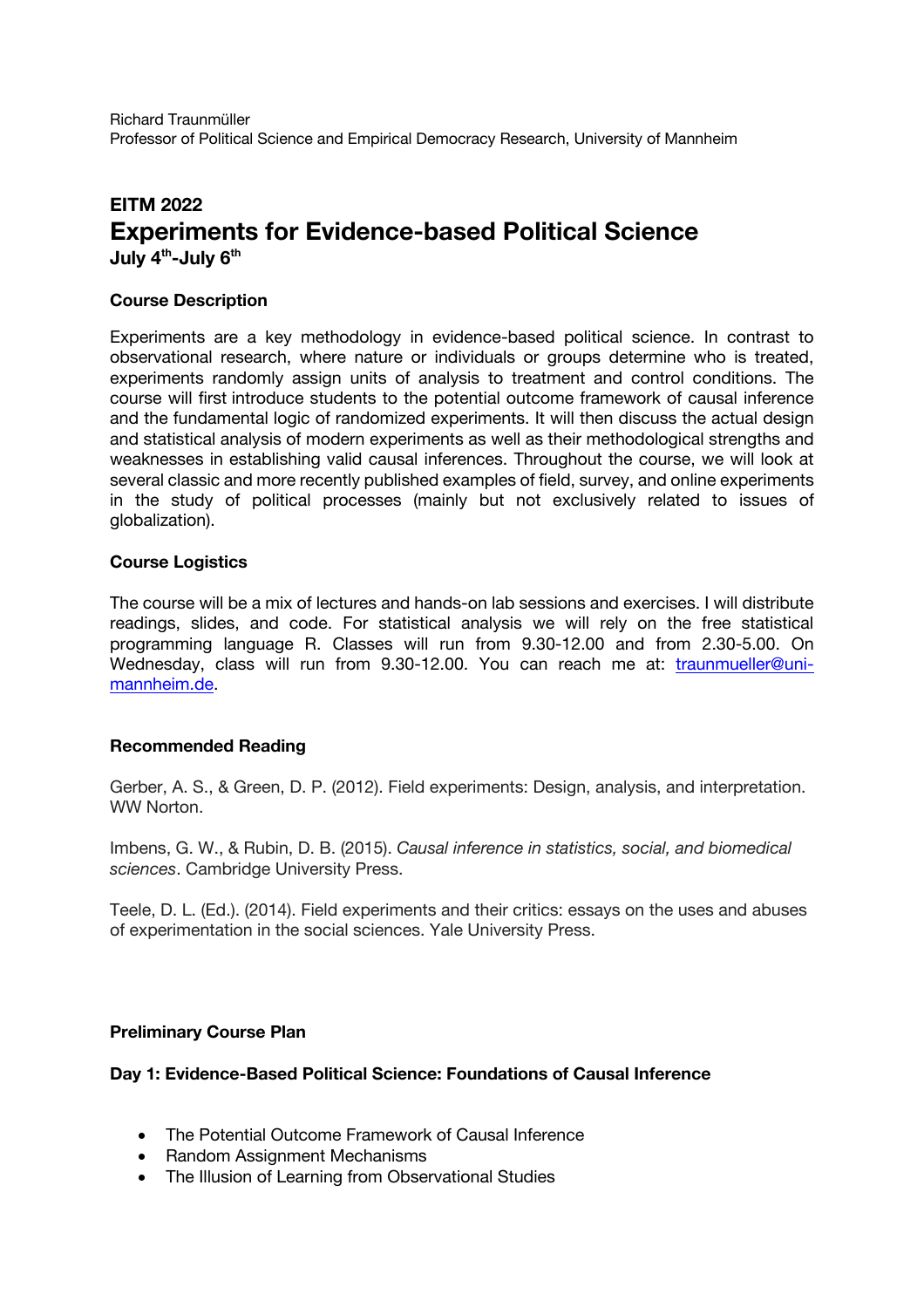Richard Traunmüller
Professor of Political Science and Empirical Democracy Research, University of Mannheim

# EITM 2022
# Experiments for Evidence-based Political Science
**July 4th-July 6th**

### Course Description

Experiments are a key methodology in evidence-based political science. In contrast to observational research, where nature or individuals or groups determine who is treated, experiments randomly assign units of analysis to treatment and control conditions. The course will first introduce students to the potential outcome framework of causal inference and the fundamental logic of randomized experiments. It will then discuss the actual design and statistical analysis of modern experiments as well as their methodological strengths and weaknesses in establishing valid causal inferences. Throughout the course, we will look at several classic and more recently published examples of field, survey, and online experiments in the study of political processes (mainly but not exclusively related to issues of globalization).

### Course Logistics

The course will be a mix of lectures and hands-on lab sessions and exercises. I will distribute readings, slides, and code. For statistical analysis we will rely on the free statistical programming language R. Classes will run from 9.30-12.00 and from 2.30-5.00. On Wednesday, class will run from 9.30-12.00. You can reach me at: traunmueller@uni-mannheim.de.

### Recommended Reading

Gerber, A. S., & Green, D. P. (2012). Field experiments: Design, analysis, and interpretation. WW Norton.

Imbens, G. W., & Rubin, D. B. (2015). *Causal inference in statistics, social, and biomedical sciences*. Cambridge University Press.

Teele, D. L. (Ed.). (2014). Field experiments and their critics: essays on the uses and abuses of experimentation in the social sciences. Yale University Press.

### Preliminary Course Plan

**Day 1: Evidence-Based Political Science: Foundations of Causal Inference**

- The Potential Outcome Framework of Causal Inference
- Random Assignment Mechanisms
- The Illusion of Learning from Observational Studies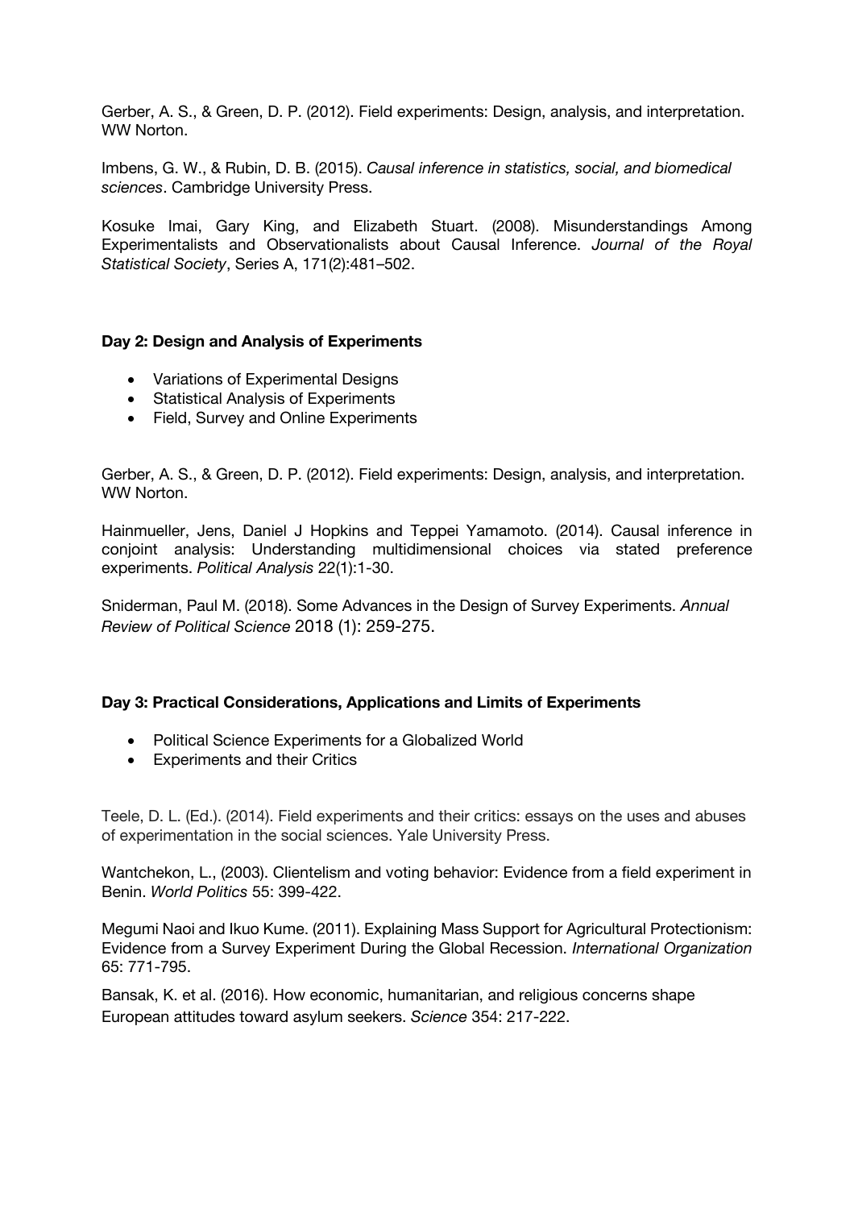Gerber, A. S., & Green, D. P. (2012). Field experiments: Design, analysis, and interpretation. WW Norton.

Imbens, G. W., & Rubin, D. B. (2015). *Causal inference in statistics, social, and biomedical sciences*. Cambridge University Press.

Kosuke Imai, Gary King, and Elizabeth Stuart. (2008). Misunderstandings Among Experimentalists and Observationalists about Causal Inference. *Journal of the Royal Statistical Society*, Series A, 171(2):481–502.

**Day 2: Design and Analysis of Experiments**

- Variations of Experimental Designs
- Statistical Analysis of Experiments
- Field, Survey and Online Experiments

Gerber, A. S., & Green, D. P. (2012). Field experiments: Design, analysis, and interpretation. WW Norton.

Hainmueller, Jens, Daniel J Hopkins and Teppei Yamamoto. (2014). Causal inference in conjoint analysis: Understanding multidimensional choices via stated preference experiments. *Political Analysis* 22(1):1-30.

Sniderman, Paul M. (2018). Some Advances in the Design of Survey Experiments. *Annual Review of Political Science* 2018 (1): 259-275.

**Day 3: Practical Considerations, Applications and Limits of Experiments**

- Political Science Experiments for a Globalized World
- Experiments and their Critics

Teele, D. L. (Ed.). (2014). Field experiments and their critics: essays on the uses and abuses of experimentation in the social sciences. Yale University Press.

Wantchekon, L., (2003). Clientelism and voting behavior: Evidence from a field experiment in Benin. *World Politics* 55: 399-422.

Megumi Naoi and Ikuo Kume. (2011). Explaining Mass Support for Agricultural Protectionism: Evidence from a Survey Experiment During the Global Recession. *International Organization* 65: 771-795.

Bansak, K. et al. (2016). How economic, humanitarian, and religious concerns shape European attitudes toward asylum seekers. *Science* 354: 217-222.